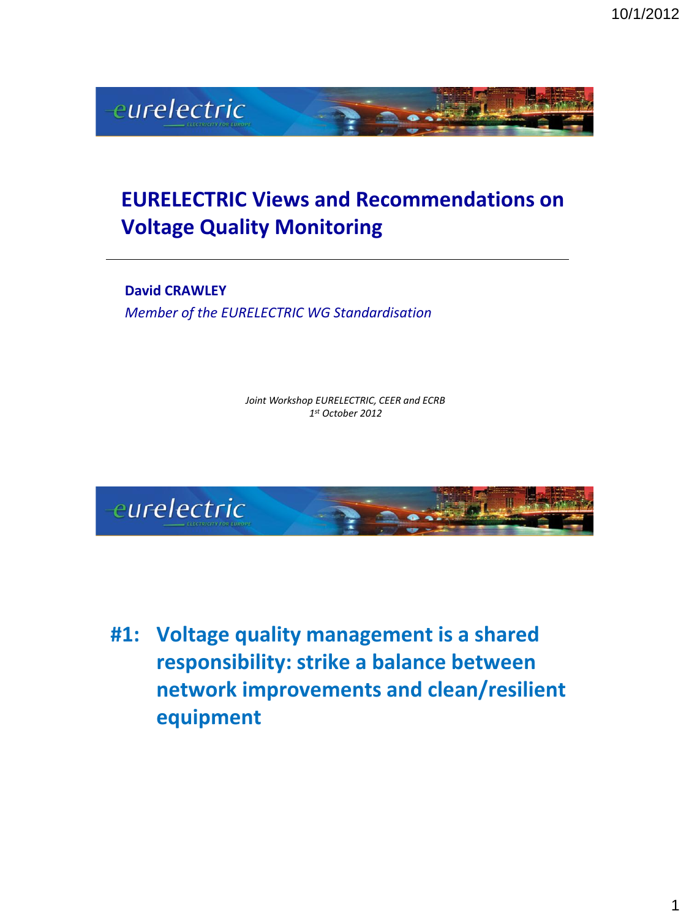# EURELECTRIC Views and Recommendations on Voltage Quality Monitoring

**David CRAWLEY**

*Member of the EURELECTRIC WG Standardisation*

*Joint Workshop EURELECTRIC, CEER and ECRB*
*1st October 2012*

## #1: Voltage quality management is a shared responsibility: strike a balance between network improvements and clean/resilient equipment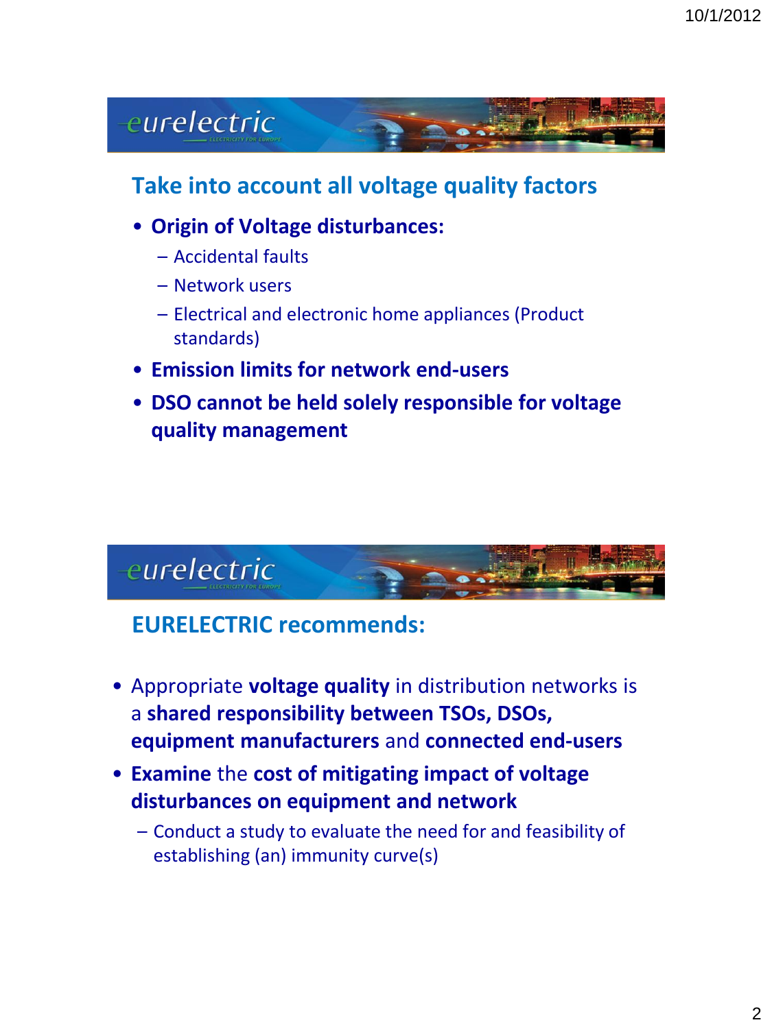## Take into account all voltage quality factors

- **Origin of Voltage disturbances:**
  - Accidental faults
  - Network users
  - Electrical and electronic home appliances (Product standards)
- **Emission limits for network end-users**
- **DSO cannot be held solely responsible for voltage quality management**

## EURELECTRIC recommends:

- Appropriate **voltage quality** in distribution networks is a **shared responsibility between TSOs, DSOs, equipment manufacturers** and **connected end-users**
- **Examine** the **cost of mitigating impact of voltage disturbances on equipment and network**
  - Conduct a study to evaluate the need for and feasibility of establishing (an) immunity curve(s)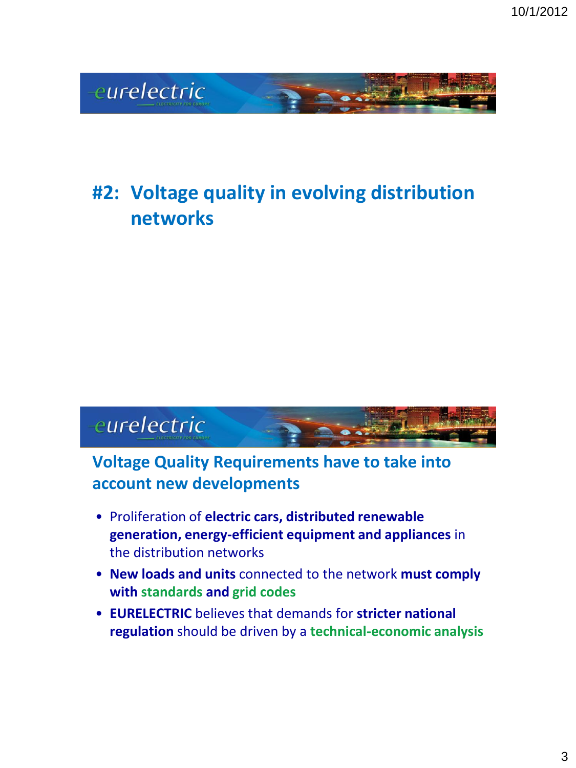# #2: Voltage quality in evolving distribution networks

## Voltage Quality Requirements have to take into account new developments

- Proliferation of **electric cars, distributed renewable generation, energy-efficient equipment and appliances** in the distribution networks
- **New loads and units** connected to the network **must comply with standards and grid codes**
- **EURELECTRIC** believes that demands for **stricter national regulation** should be driven by a **technical-economic analysis**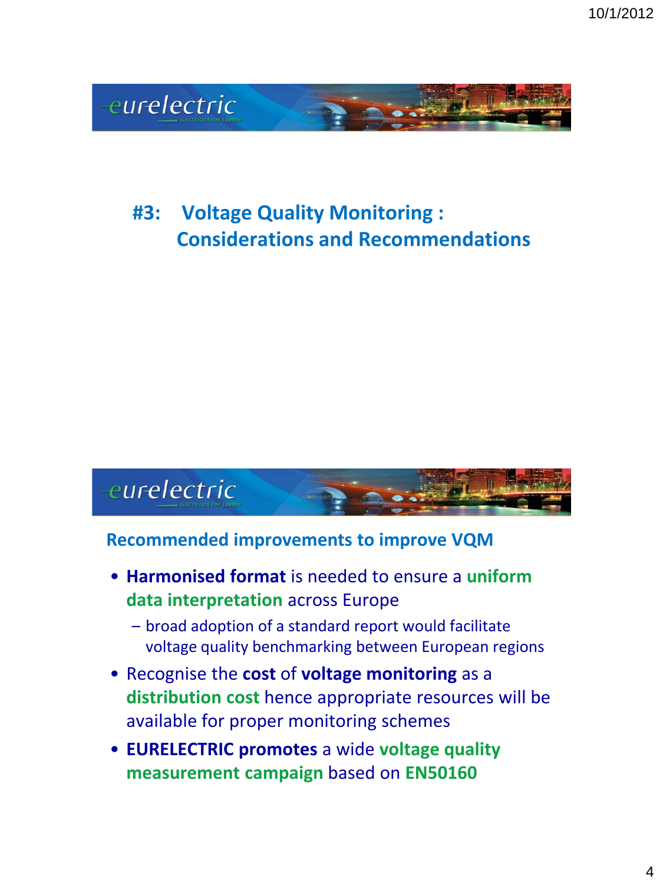eurelectric

# #3: Voltage Quality Monitoring : Considerations and Recommendations

eurelectric

## Recommended improvements to improve VQM

- **Harmonised format** is needed to ensure a **uniform data interpretation** across Europe
  - broad adoption of a standard report would facilitate voltage quality benchmarking between European regions
- Recognise the **cost** of **voltage monitoring** as a **distribution cost** hence appropriate resources will be available for proper monitoring schemes
- **EURELECTRIC promotes** a wide **voltage quality measurement campaign** based on **EN50160**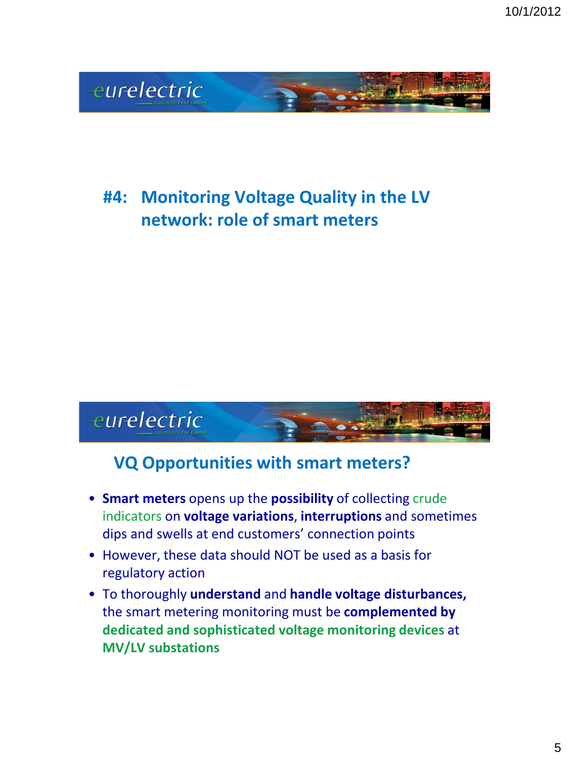## #4: Monitoring Voltage Quality in the LV network: role of smart meters

## VQ Opportunities with smart meters?

- **Smart meters** opens up the **possibility** of collecting crude indicators on **voltage variations**, **interruptions** and sometimes dips and swells at end customers' connection points
- However, these data should NOT be used as a basis for regulatory action
- To thoroughly **understand** and **handle voltage disturbances,** the smart metering monitoring must be **complemented by dedicated and sophisticated voltage monitoring devices** at **MV/LV substations**